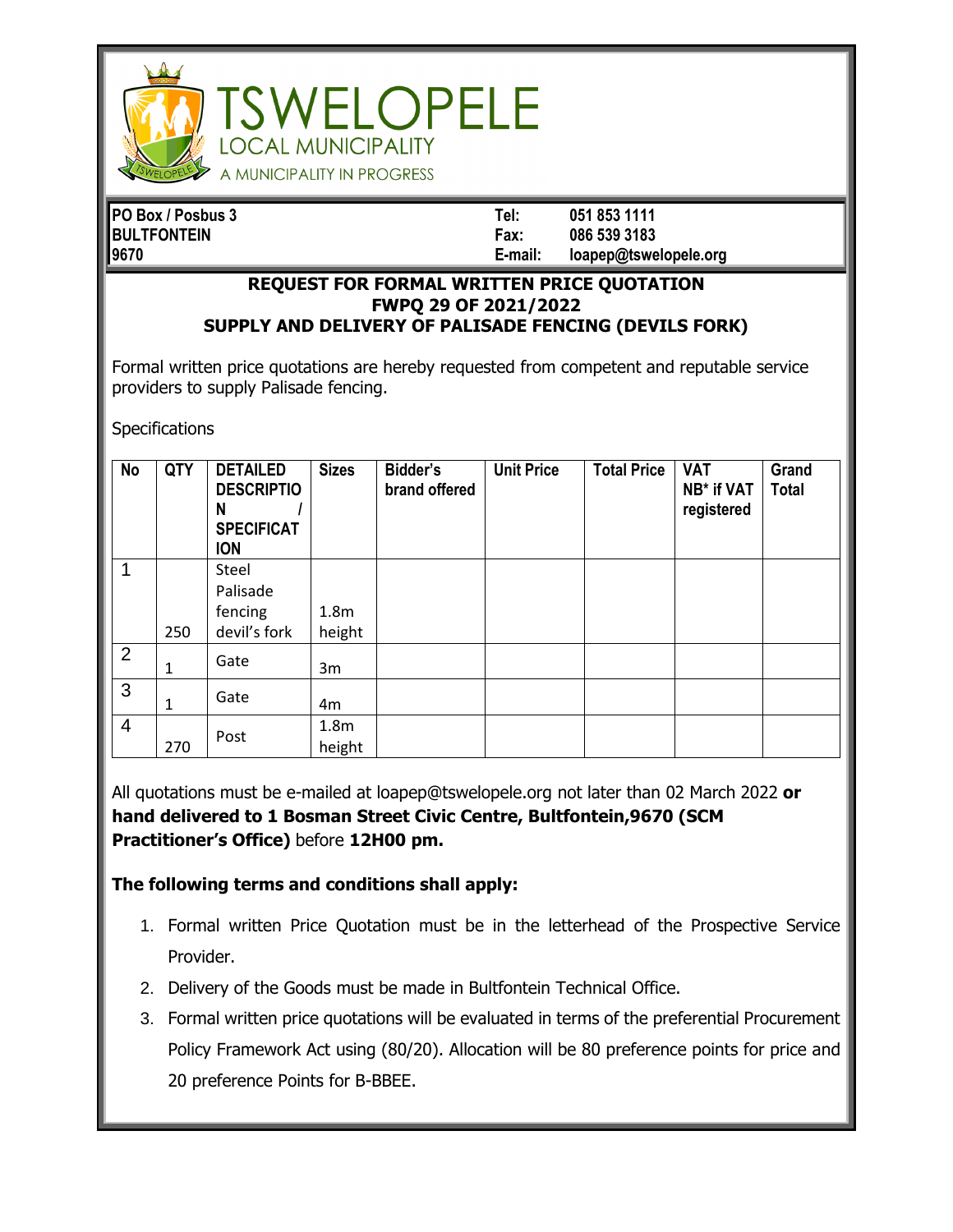# TSWELOPELE
## LOCAL MUNICIPALITY
A MUNICIPALITY IN PROGRESS

| | | |
|---|---|---|
| **PO Box / Posbus 3** | **Tel:** | **051 853 1111** |
| **BULTFONTEIN** | **Fax:** | **086 539 3183** |
| **9670** | **E-mail:** | **loapep@tswelopele.org** |

**REQUEST FOR FORMAL WRITTEN PRICE QUOTATION**
**FWPQ 29 OF 2021/2022**
**SUPPLY AND DELIVERY OF PALISADE FENCING (DEVILS FORK)**

Formal written price quotations are hereby requested from competent and reputable service providers to supply Palisade fencing.

Specifications

| No | QTY | DETAILED DESCRIPTION / SPECIFICATION | Sizes | Bidder's brand offered | Unit Price | Total Price | VAT NB* if VAT registered | Grand Total |
|---|---|---|---|---|---|---|---|---|
| 1 | 250 | Steel Palisade fencing devil's fork | 1.8m height | | | | | |
| 2 | 1 | Gate | 3m | | | | | |
| 3 | 1 | Gate | 4m | | | | | |
| 4 | 270 | Post | 1.8m height | | | | | |

All quotations must be e-mailed at loapep@tswelopele.org not later than 02 March 2022 **or hand delivered to 1 Bosman Street Civic Centre, Bultfontein,9670 (SCM Practitioner's Office)** before **12H00 pm.**

**The following terms and conditions shall apply:**

1. Formal written Price Quotation must be in the letterhead of the Prospective Service Provider.
2. Delivery of the Goods must be made in Bultfontein Technical Office.
3. Formal written price quotations will be evaluated in terms of the preferential Procurement Policy Framework Act using (80/20). Allocation will be 80 preference points for price and 20 preference Points for B-BBEE.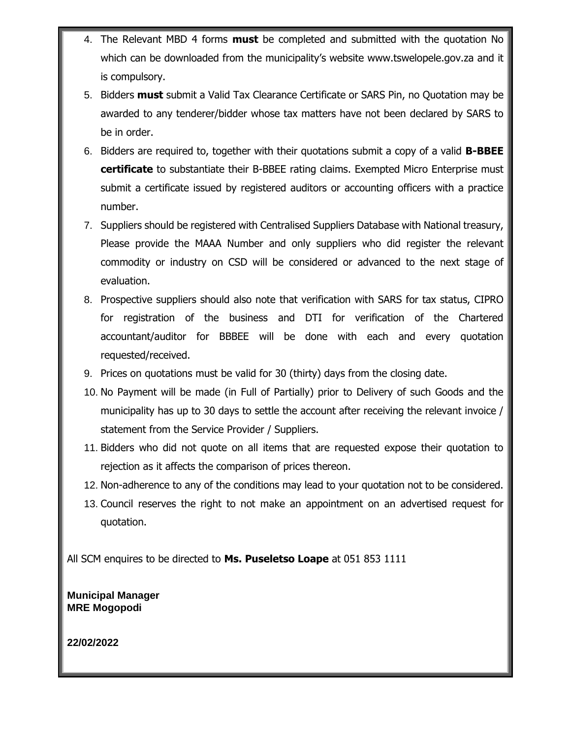4. The Relevant MBD 4 forms **must** be completed and submitted with the quotation No which can be downloaded from the municipality's website www.tswelopele.gov.za and it is compulsory.
5. Bidders **must** submit a Valid Tax Clearance Certificate or SARS Pin, no Quotation may be awarded to any tenderer/bidder whose tax matters have not been declared by SARS to be in order.
6. Bidders are required to, together with their quotations submit a copy of a valid **B-BBEE certificate** to substantiate their B-BBEE rating claims. Exempted Micro Enterprise must submit a certificate issued by registered auditors or accounting officers with a practice number.
7. Suppliers should be registered with Centralised Suppliers Database with National treasury, Please provide the MAAA Number and only suppliers who did register the relevant commodity or industry on CSD will be considered or advanced to the next stage of evaluation.
8. Prospective suppliers should also note that verification with SARS for tax status, CIPRO for registration of the business and DTI for verification of the Chartered accountant/auditor for BBBEE will be done with each and every quotation requested/received.
9. Prices on quotations must be valid for 30 (thirty) days from the closing date.
10. No Payment will be made (in Full of Partially) prior to Delivery of such Goods and the municipality has up to 30 days to settle the account after receiving the relevant invoice / statement from the Service Provider / Suppliers.
11. Bidders who did not quote on all items that are requested expose their quotation to rejection as it affects the comparison of prices thereon.
12. Non-adherence to any of the conditions may lead to your quotation not to be considered.
13. Council reserves the right to not make an appointment on an advertised request for quotation.

All SCM enquires to be directed to **Ms. Puseletso Loape** at 051 853 1111

**Municipal Manager**
**MRE Mogopodi**

**22/02/2022**